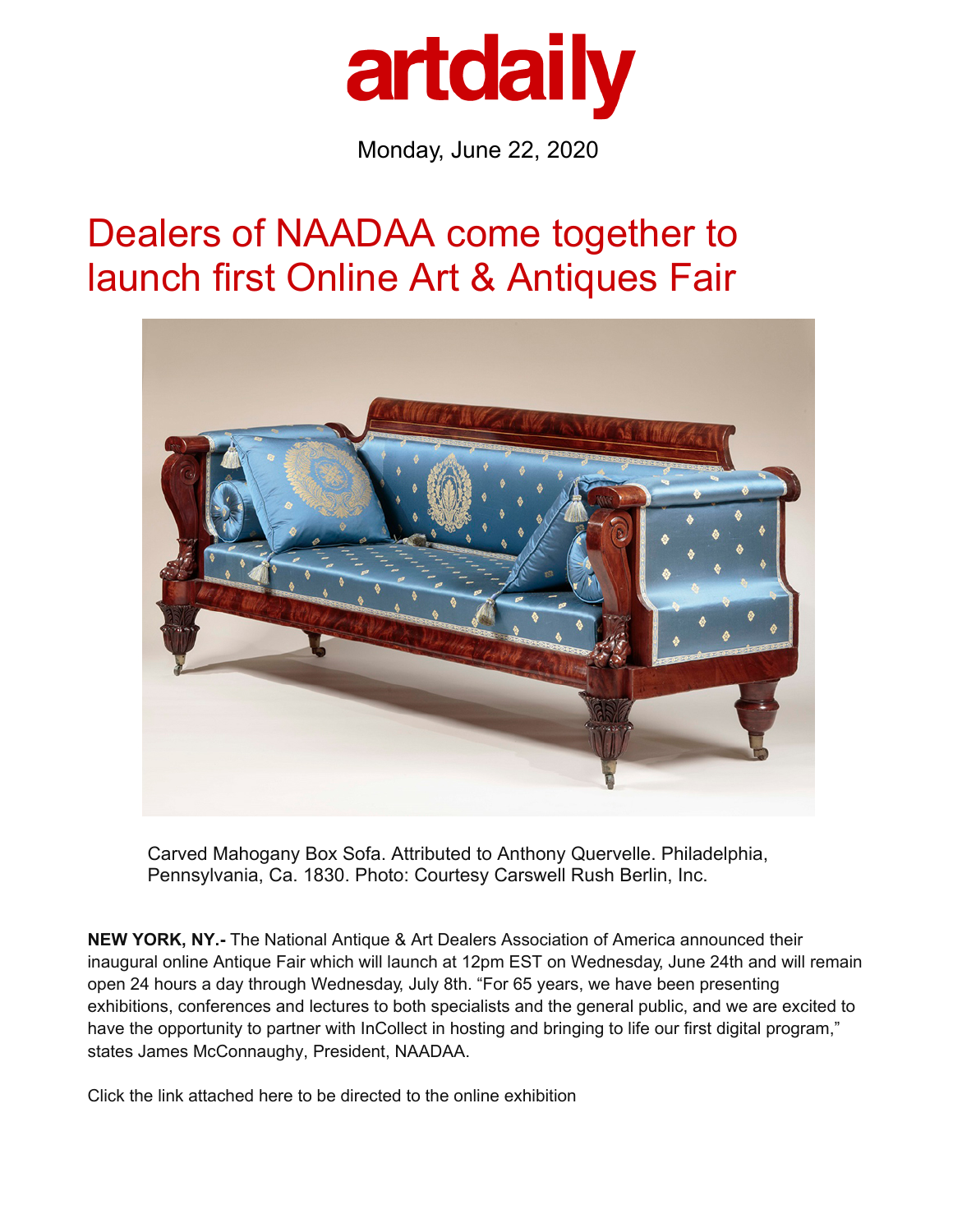# artdaily

Monday, June 22, 2020

## Dealers of NAADAA come together to launch first Online Art & Antiques Fair

Carved Mahogany Box Sofa. Attributed to Anthony Quervelle. Philadelphia, Pennsylvania, Ca. 1830. Photo: Courtesy Carswell Rush Berlin, Inc.

**NEW YORK, NY.-** The National Antique & Art Dealers Association of America announced their inaugural online Antique Fair which will launch at 12pm EST on Wednesday, June 24th and will remain open 24 hours a day through Wednesday, July 8th. "For 65 years, we have been presenting exhibitions, conferences and lectures to both specialists and the general public, and we are excited to have the opportunity to partner with InCollect in hosting and bringing to life our first digital program," states James McConnaughy, President, NAADAA.

Click the link attached here to be directed to the online exhibition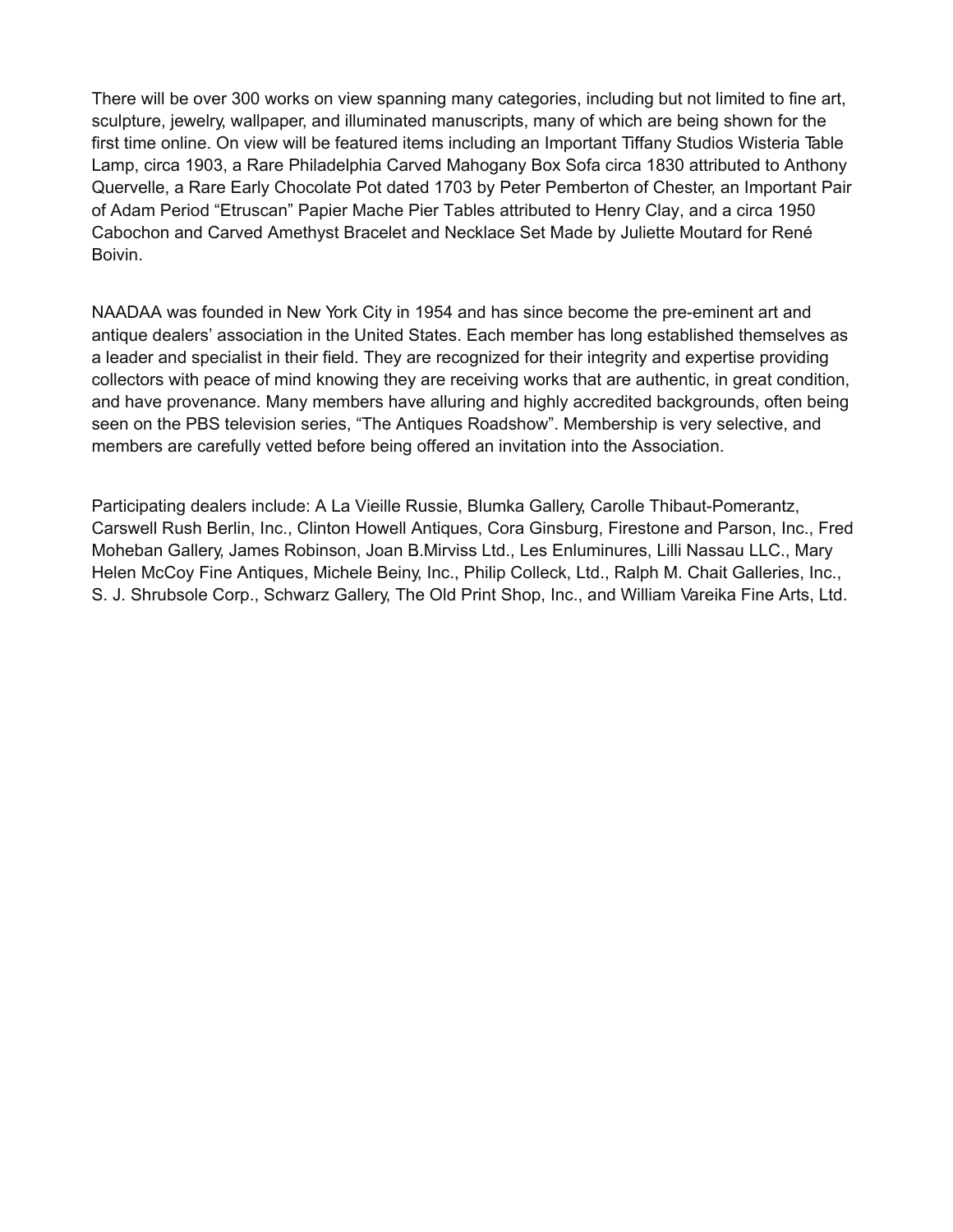There will be over 300 works on view spanning many categories, including but not limited to fine art, sculpture, jewelry, wallpaper, and illuminated manuscripts, many of which are being shown for the first time online. On view will be featured items including an Important Tiffany Studios Wisteria Table Lamp, circa 1903, a Rare Philadelphia Carved Mahogany Box Sofa circa 1830 attributed to Anthony Quervelle, a Rare Early Chocolate Pot dated 1703 by Peter Pemberton of Chester, an Important Pair of Adam Period "Etruscan" Papier Mache Pier Tables attributed to Henry Clay, and a circa 1950 Cabochon and Carved Amethyst Bracelet and Necklace Set Made by Juliette Moutard for René Boivin.

NAADAA was founded in New York City in 1954 and has since become the pre-eminent art and antique dealers' association in the United States. Each member has long established themselves as a leader and specialist in their field. They are recognized for their integrity and expertise providing collectors with peace of mind knowing they are receiving works that are authentic, in great condition, and have provenance. Many members have alluring and highly accredited backgrounds, often being seen on the PBS television series, "The Antiques Roadshow". Membership is very selective, and members are carefully vetted before being offered an invitation into the Association.

Participating dealers include: A La Vieille Russie, Blumka Gallery, Carolle Thibaut-Pomerantz, Carswell Rush Berlin, Inc., Clinton Howell Antiques, Cora Ginsburg, Firestone and Parson, Inc., Fred Moheban Gallery, James Robinson, Joan B.Mirviss Ltd., Les Enluminures, Lilli Nassau LLC., Mary Helen McCoy Fine Antiques, Michele Beiny, Inc., Philip Colleck, Ltd., Ralph M. Chait Galleries, Inc., S. J. Shrubsole Corp., Schwarz Gallery, The Old Print Shop, Inc., and William Vareika Fine Arts, Ltd.